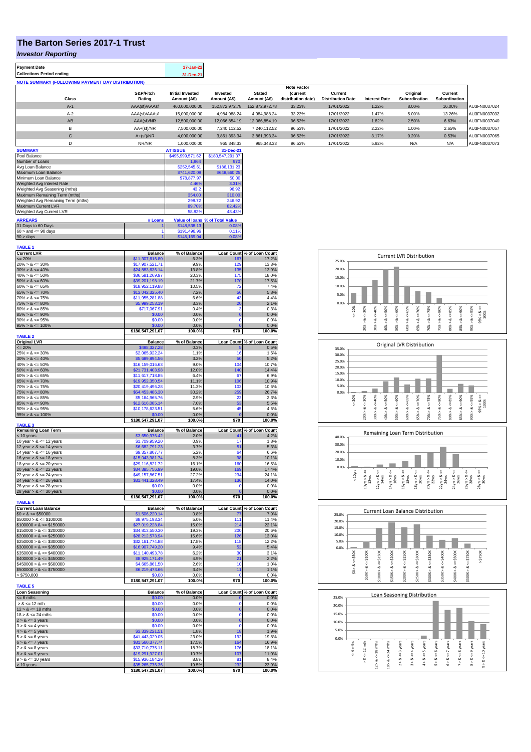# The Barton Series 2017-1 Trust

## *Investor Reporting*

| | |
|---|---|
| **Payment Date** | 17-Jan-22 |
| **Collections Period ending** | 31-Dec-21 |

**NOTE SUMMARY (FOLLOWING PAYMENT DAY DISTRIBUTION)**

| Class | S&P/Fitch Rating | Initial Invested Amount (A$) | Invested Amount (A$) | Stated Amount (A$) | Note Factor (current distribution date) | Current Distribution Date | Interest Rate | Original Subordination | Current Subordination | |
|---|---|---|---|---|---|---|---|---|---|---|
| A-1 | AAA(sf)/AAAsf | 460,000,000.00 | 152,872,972.78 | 152,872,972.78 | 33.23% | 17/01/2022 | 1.22% | 8.00% | 16.00% | AU3FN0037024 |
| A-2 | AAA(sf)/AAAsf | 15,000,000.00 | 4,984,988.24 | 4,984,988.24 | 33.23% | 17/01/2022 | 1.47% | 5.00% | 13.26% | AU3FN0037032 |
| AB | AAA(sf)/NR | 12,500,000.00 | 12,066,854.19 | 12,066,854.19 | 96.53% | 17/01/2022 | 1.82% | 2.50% | 6.63% | AU3FN0037040 |
| B | AA+(sf)/NR | 7,500,000.00 | 7,240,112.52 | 7,240,112.52 | 96.53% | 17/01/2022 | 2.22% | 1.00% | 2.65% | AU3FN0037057 |
| C | A+(sf)/NR | 4,000,000.00 | 3,861,393.34 | 3,861,393.34 | 96.53% | 17/01/2022 | 3.17% | 0.20% | 0.53% | AU3FN0037065 |
| D | NR/NR | 1,000,000.00 | 965,348.33 | 965,348.33 | 96.53% | 17/01/2022 | 5.92% | N/A | N/A | AU3FN0037073 |

| SUMMARY | AT ISSUE | 31-Dec-21 |
|---|---|---|
| Pool Balance | $495,999,571.62 | $180,547,291.07 |
| Number of Loans | 1,964 | 970 |
| Avg Loan Balance | $252,545.61 | $186,131.23 |
| Maximum Loan Balance | $741,620.09 | $648,560.25 |
| Minimum Loan Balance | $78,877.97 | $0.00 |
| Weighted Avg Interest Rate | 4.46% | 3.31% |
| Weighted Avg Seasoning (mths) | 43.2 | 96.92 |
| Maximum Remaining Term (mths) | 354.00 | 310.00 |
| Weighted Avg Remaining Term (mths) | 298.72 | 246.92 |
| Maximum Current LVR | 89.70% | 82.42% |
| Weighted Avg Current LVR | 58.82% | 48.43% |

| ARREARS | # Loans | Value of loans | % of Total Value |
|---|---|---|---|
| 31 Days to 60 Days | 1 | $148,538.13 | 0.08% |
| 60 > and <= 90 days | 1 | $191,496.96 | 0.11% |
| 90 > days | 1 | $145,169.04 | 0.08% |

**TABLE 1**

| Current LVR | Balance | % of Balance | Loan Count | % of Loan Count |
|---|---|---|---|---|
| <= 20% | $11,307,616.80 | 6.3% | 167 | 17.2% |
| 20% > & <= 30% | $17,907,521.71 | 9.9% | 129 | 13.3% |
| 30% > & <= 40% | $24,883,636.14 | 13.8% | 135 | 13.9% |
| 40% > & <= 50% | $36,581,269.97 | 20.3% | 175 | 18.0% |
| 50% > & <= 60% | $39,201,198.19 | 21.7% | 170 | 17.5% |
| 60% > & <= 65% | $18,952,119.88 | 10.5% | 72 | 7.4% |
| 65% > & <= 70% | $13,042,325.40 | 7.2% | 56 | 5.8% |
| 70% > & <= 75% | $11,955,281.88 | 6.6% | 43 | 4.4% |
| 75% > & <= 80% | $5,999,253.19 | 3.3% | 20 | 2.1% |
| 80% > & <= 85% | $717,067.91 | 0.4% | 3 | 0.3% |
| 85% > & <= 90% | $0.00 | 0.0% | 0 | 0.0% |
| 90% > & <= 95% | $0.00 | 0.0% | 0 | 0.0% |
| 95% > & <= 100% | $0.00 | 0.0% | 0 | 0.0% |
| | $180,547,291.07 | 100.0% | 970 | 100.0% |

**TABLE 2**

| Original LVR | Balance | % of Balance | Loan Count | % of Loan Count |
|---|---|---|---|---|
| <= 20% | $498,327.28 | 0.3% | 5 | 0.5% |
| 25% > & <= 30% | $2,065,922.24 | 1.1% | 16 | 1.6% |
| 30% > & <= 40% | $5,689,894.56 | 3.2% | 50 | 5.2% |
| 40% > & <= 50% | $16,159,016.63 | 9.0% | 104 | 10.7% |
| 50% > & <= 60% | $21,731,403.98 | 12.0% | 140 | 14.4% |
| 60% > & <= 65% | $11,617,718.85 | 6.4% | 67 | 6.9% |
| 65% > & <= 70% | $19,952,350.54 | 11.1% | 106 | 10.9% |
| 70% > & <= 75% | $20,419,496.28 | 11.3% | 103 | 10.6% |
| 75% > & <= 80% | $54,453,486.30 | 30.2% | 259 | 26.7% |
| 80% > & <= 85% | $5,164,965.76 | 2.9% | 22 | 2.3% |
| 85% > & <= 90% | $12,616,085.14 | 7.0% | 53 | 5.5% |
| 90% > & <= 95% | $10,178,623.51 | 5.6% | 45 | 4.6% |
| 95% > & <= 100% | $0.00 | 0.0% | 0 | 0.0% |
| | $180,547,291.07 | 100.0% | 970 | 100.0% |

**TABLE 3**

| Remaining Loan Term | Balance | % of Balance | Loan Count | % of Loan Count |
|---|---|---|---|---|
| < 10 years | $3,650,976.42 | 2.0% | 41 | 4.2% |
| 10 year > & <= 12 years | $1,709,959.20 | 0.9% | 17 | 1.8% |
| 12 year > & <= 14 years | $6,682,791.23 | 3.7% | 51 | 5.3% |
| 14 year > & <= 16 years | $9,357,807.77 | 5.2% | 64 | 6.6% |
| 16 year > & <= 18 years | $15,043,981.74 | 8.3% | 98 | 10.1% |
| 18 year > & <= 20 years | $29,116,821.72 | 16.1% | 160 | 16.5% |
| 20 year > & <= 22 years | $34,385,756.99 | 19.0% | 169 | 17.4% |
| 22 year > & <= 24 years | $49,157,867.51 | 27.2% | 234 | 24.1% |
| 24 year > & <= 26 years | $31,441,328.49 | 17.4% | 136 | 14.0% |
| 26 year > & <= 28 years | $0.00 | 0.0% | 0 | 0.0% |
| 28 year > & <= 30 years | $0.00 | 0.0% | 0 | 0.0% |
| | $180,547,291.07 | 100.0% | 970 | 100.0% |

**TABLE 4**

| Current Loan Balance | Balance | % of Balance | Loan Count | % of Loan Count |
|---|---|---|---|---|
| $0 > & <= $50000 | $1,506,220.14 | 0.8% | 77 | 7.9% |
| $50000 > & <= $100000 | $8,975,193.34 | 5.0% | 111 | 11.4% |
| $100000 > & <= $150000 | $27,019,228.84 | 15.0% | 214 | 22.1% |
| $150000 > & <= $200000 | $34,813,550.30 | 19.3% | 200 | 20.6% |
| $200000 > & <= $250000 | $28,212,573.94 | 15.6% | 126 | 13.0% |
| $250000 > & <= $300000 | $32,161,774.88 | 17.8% | 118 | 12.2% |
| $300000 > & <= $350000 | $16,907,749.20 | 9.4% | 52 | 5.4% |
| $350000 > & <= $400000 | $11,140,493.78 | 6.2% | 30 | 3.1% |
| $400000 > & <= $450000 | $8,925,171.49 | 4.9% | 21 | 2.2% |
| $450000 > & <= $500000 | $4,665,861.50 | 2.6% | 10 | 1.0% |
| $500000 > & <= $750000 | $6,219,473.66 | 3.4% | 11 | 1.1% |
| > $750,000 | $0.00 | 0.0% | 0 | 0.0% |
| | $180,547,291.07 | 100.0% | 970 | 100.0% |

**TABLE 5**

| Loan Seasoning | Balance | % of Balance | Loan Count | % of Loan Count |
|---|---|---|---|---|
| <= 6 mths | $0.00 | 0.0% | 0 | 0.0% |
| > & <= 12 mth | $0.00 | 0.0% | 0 | 0.0% |
| 12 > & <= 18 mths | $0.00 | 0.0% | 0 | 0.0% |
| 18 > & <= 24 mths | $0.00 | 0.0% | 0 | 0.0% |
| 2 > & <= 3 years | $0.00 | 0.0% | 0 | 0.0% |
| 3 > & <= 4 years | $0.00 | 0.0% | 0 | 0.0% |
| 4 > & <= 5 years | $3,339,221.51 | 1.8% | 18 | 1.9% |
| 5 > & <= 6 years | $41,443,029.05 | 23.0% | 192 | 19.8% |
| 6 > & <= 7 years | $31,560,377.74 | 17.5% | 164 | 16.9% |
| 7 > & <= 8 years | $33,710,775.11 | 18.7% | 176 | 18.1% |
| 8 > & <= 9 years | $19,291,927.01 | 10.7% | 107 | 11.0% |
| 9 > & <= 10 years | $15,936,184.29 | 8.8% | 81 | 8.4% |
| > 10 years | $35,265,776.36 | 19.5% | 232 | 23.9% |
| | $180,547,291.07 | 100.0% | 970 | 100.0% |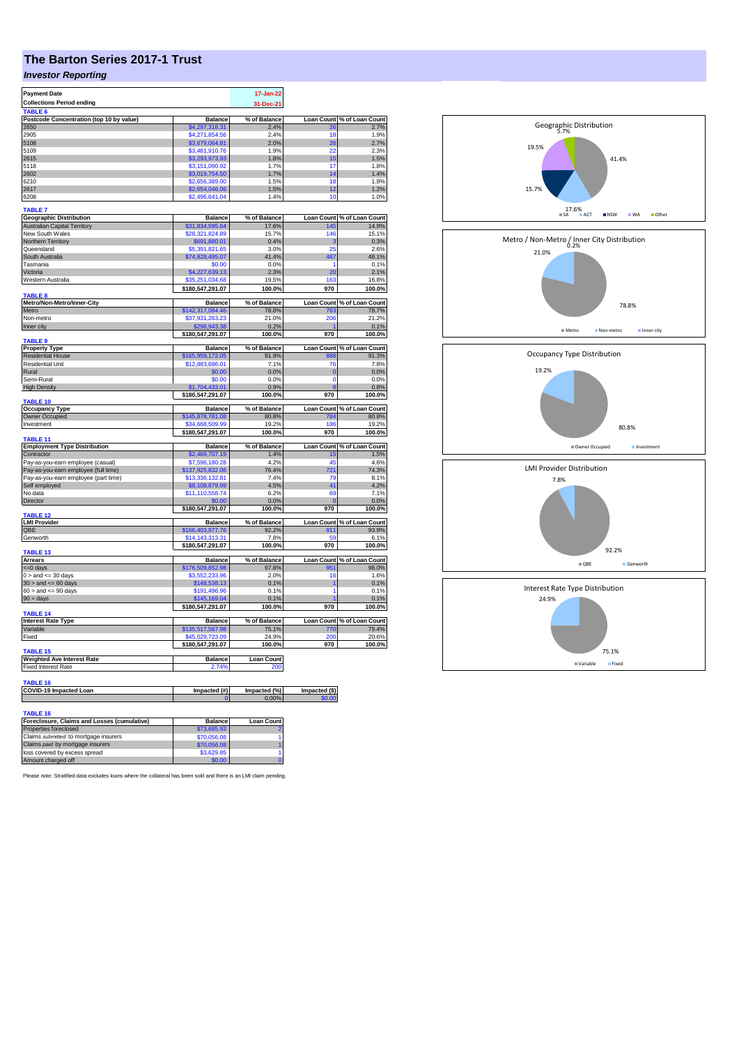# The Barton Series 2017-1 Trust

## *Investor Reporting*

| Payment Date | 17-Jan-22 |
|---|---|
| Collections Period ending | 31-Dec-21 |

**TABLE 6**

| Postcode Concentration (top 10 by value) | Balance | % of Balance | Loan Count | % of Loan Count |
|---|---|---|---|---|
| 2650 | $4,297,318.31 | 2.4% | 26 | 2.7% |
| 2905 | $4,271,854.56 | 2.4% | 18 | 1.9% |
| 5108 | $3,679,064.81 | 2.0% | 26 | 2.7% |
| 5109 | $3,481,910.76 | 1.9% | 22 | 2.3% |
| 2615 | $3,293,973.93 | 1.8% | 15 | 1.5% |
| 5118 | $3,151,090.92 | 1.7% | 17 | 1.8% |
| 2602 | $3,019,754.50 | 1.7% | 14 | 1.4% |
| 6210 | $2,656,389.00 | 1.5% | 18 | 1.9% |
| 2617 | $2,654,046.06 | 1.5% | 12 | 1.2% |
| 6208 | $2,496,641.04 | 1.4% | 10 | 1.0% |

**TABLE 7**

| Geographic Distribution | Balance | % of Balance | Loan Count | % of Loan Count |
|---|---|---|---|---|
| Australian Capital Territory | $31,834,595.64 | 17.6% | 145 | 14.9% |
| New South Wales | $28,321,824.89 | 15.7% | 146 | 15.1% |
| Northern Territory | $691,880.01 | 0.4% | 3 | 0.3% |
| Queensland | $5,391,821.65 | 3.0% | 25 | 2.6% |
| South Australia | $74,828,495.07 | 41.4% | 467 | 48.1% |
| Tasmania | $0.00 | 0.0% | 1 | 0.1% |
| Victoria | $4,227,639.13 | 2.3% | 20 | 2.1% |
| Western Australia | $35,251,034.68 | 19.5% | 163 | 16.8% |
| | $180,547,291.07 | 100.0% | 970 | 100.0% |

**TABLE 8**

| Metro/Non-Metro/Inner-City | Balance | % of Balance | Loan Count | % of Loan Count |
|---|---|---|---|---|
| Metro | $142,317,084.46 | 78.8% | 763 | 78.7% |
| Non-metro | $37,931,263.23 | 21.0% | 206 | 21.2% |
| Inner city | $298,943.38 | 0.2% | 1 | 0.1% |
| | $180,547,291.07 | 100.0% | 970 | 100.0% |

**TABLE 9**

| Property Type | Balance | % of Balance | Loan Count | % of Loan Count |
|---|---|---|---|---|
| Residential House | $165,959,172.05 | 91.9% | 886 | 91.3% |
| Residential Unit | $12,883,686.01 | 7.1% | 76 | 7.8% |
| Rural | $0.00 | 0.0% | 0 | 0.0% |
| Semi-Rural | $0.00 | 0.0% | 0 | 0.0% |
| High Density | $1,704,433.01 | 0.9% | 8 | 0.8% |
| | $180,547,291.07 | 100.0% | 970 | 100.0% |

**TABLE 10**

| Occupancy Type | Balance | % of Balance | Loan Count | % of Loan Count |
|---|---|---|---|---|
| Owner Occupied | $145,878,781.08 | 80.8% | 784 | 80.8% |
| Investment | $34,668,509.99 | 19.2% | 186 | 19.2% |
| | $180,547,291.07 | 100.0% | 970 | 100.0% |

**TABLE 11**

| Employment Type Distribution | Balance | % of Balance | Loan Count | % of Loan Count |
|---|---|---|---|---|
| Contractor | $2,469,707.19 | 1.4% | 15 | 1.5% |
| Pay-as-you-earn employee (casual) | $7,596,180.28 | 4.2% | 45 | 4.6% |
| Pay-as-you-earn employee (full time) | $137,925,832.06 | 76.4% | 721 | 74.3% |
| Pay-as-you-earn employee (part time) | $13,336,132.81 | 7.4% | 79 | 8.1% |
| Self employed | $8,108,879.99 | 4.5% | 41 | 4.2% |
| No data | $11,110,558.74 | 6.2% | 69 | 7.1% |
| Director | $0.00 | 0.0% | 0 | 0.0% |
| | $180,547,291.07 | 100.0% | 970 | 100.0% |

**TABLE 12**

| LMI Provider | Balance | % of Balance | Loan Count | % of Loan Count |
|---|---|---|---|---|
| QBE | $166,403,977.76 | 92.2% | 911 | 93.9% |
| Genworth | $14,143,313.31 | 7.8% | 59 | 6.1% |
| | $180,547,291.07 | 100.0% | 970 | 100.0% |

**TABLE 13**

| Arrears | Balance | % of Balance | Loan Count | % of Loan Count |
|---|---|---|---|---|
| <=0 days | $176,509,852.98 | 97.8% | 951 | 98.0% |
| 0 > and <= 30 days | $3,552,233.96 | 2.0% | 16 | 1.6% |
| 30 > and <= 60 days | $148,538.13 | 0.1% | 1 | 0.1% |
| 60 > and <= 90 days | $191,496.96 | 0.1% | 1 | 0.1% |
| 90 > days | $145,169.04 | 0.1% | 1 | 0.1% |
| | $180,547,291.07 | 100.0% | 970 | 100.0% |

**TABLE 14**

| Interest Rate Type | Balance | % of Balance | Loan Count | % of Loan Count |
|---|---|---|---|---|
| Variable | $135,517,567.98 | 75.1% | 770 | 79.4% |
| Fixed | $45,029,723.09 | 24.9% | 200 | 20.6% |
| | $180,547,291.07 | 100.0% | 970 | 100.0% |

**TABLE 15**

| Weighted Ave Interest Rate | Balance | Loan Count |
|---|---|---|
| Fixed Interest Rate | 2.74% | 200 |

**TABLE 16**

| COVID-19 Impacted Loan | Impacted (#) | Impacted (%) | Impacted ($) |
|---|---|---|---|
| | 0 | 0.00% | $0.00 |

**TABLE 16**

| Foreclosure, Claims and Losses (cumulative) | Balance | Loan Count |
|---|---|---|
| Properties foreclosed | $73,685.93 | 2 |
| Claims *submitted* to mortgage insurers | $70,056.08 | 1 |
| Claims *paid* by mortgage insurers | $70,056.08 | 1 |
| loss covered by excess spread | $3,629.85 | 1 |
| Amount charged off | $0.00 | 0 |

Please note: Stratified data excludes loans where the collateral has been sold and there is an LMI claim pending.

Geographic Distribution

Metro / Non-Metro / Inner City Distribution

Occupancy Type Distribution

LMI Provider Distribution

Interest Rate Type Distribution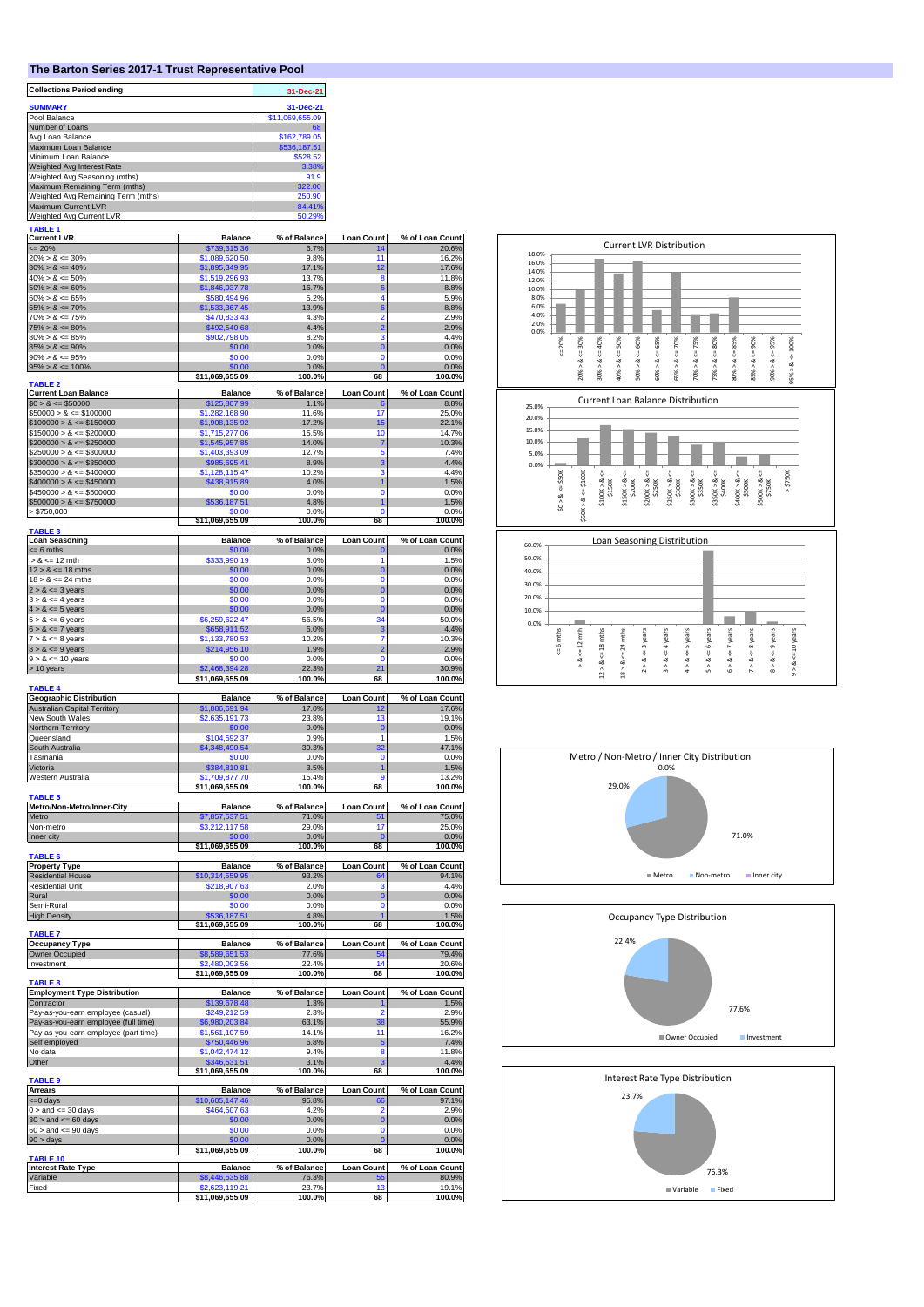# The Barton Series 2017-1 Trust Representative Pool

| Collections Period ending | 31-Dec-21 |
|---|---|

| SUMMARY | 31-Dec-21 |
|---|---|
| Pool Balance | $11,069,655.09 |
| Number of Loans | 68 |
| Avg Loan Balance | $162,789.05 |
| Maximum Loan Balance | $536,187.51 |
| Minimum Loan Balance | $528.52 |
| Weighted Avg Interest Rate | 3.38% |
| Weighted Avg Seasoning (mths) | 91.9 |
| Maximum Remaining Term (mths) | 322.00 |
| Weighted Avg Remaining Term (mths) | 250.90 |
| Maximum Current LVR | 84.41% |
| Weighted Avg Current LVR | 50.29% |

**TABLE 1**

| Current LVR | Balance | % of Balance | Loan Count | % of Loan Count |
|---|---|---|---|---|
| <= 20% | $739,315.36 | 6.7% | 14 | 20.6% |
| 20% > & <= 30% | $1,089,620.50 | 9.8% | 11 | 16.2% |
| 30% > & <= 40% | $1,895,349.95 | 17.1% | 12 | 17.6% |
| 40% > & <= 50% | $1,519,296.93 | 13.7% | 8 | 11.8% |
| 50% > & <= 60% | $1,846,037.78 | 16.7% | 6 | 8.8% |
| 60% > & <= 65% | $580,494.96 | 5.2% | 4 | 5.9% |
| 65% > & <= 70% | $1,533,367.45 | 13.9% | 6 | 8.8% |
| 70% > & <= 75% | $470,833.43 | 4.3% | 2 | 2.9% |
| 75% > & <= 80% | $492,540.68 | 4.4% | 2 | 2.9% |
| 80% > & <= 85% | $902,798.05 | 8.2% | 3 | 4.4% |
| 85% > & <= 90% | $0.00 | 0.0% | 0 | 0.0% |
| 90% > & <= 95% | $0.00 | 0.0% | 0 | 0.0% |
| 95% > & <= 100% | $0.00 | 0.0% | 0 | 0.0% |
| | $11,069,655.09 | 100.0% | 68 | 100.0% |

**TABLE 2**

| Current Loan Balance | Balance | % of Balance | Loan Count | % of Loan Count |
|---|---|---|---|---|
| $0 > & <= $50000 | $125,807.99 | 1.1% | 6 | 8.8% |
| $50000 > & <= $100000 | $1,282,168.90 | 11.6% | 17 | 25.0% |
| $100000 > & <= $150000 | $1,908,135.92 | 17.2% | 15 | 22.1% |
| $150000 > & <= $200000 | $1,715,277.06 | 15.5% | 10 | 14.7% |
| $200000 > & <= $250000 | $1,545,957.85 | 14.0% | 7 | 10.3% |
| $250000 > & <= $300000 | $1,403,393.09 | 12.7% | 5 | 7.4% |
| $300000 > & <= $350000 | $985,695.41 | 8.9% | 3 | 4.4% |
| $350000 > & <= $400000 | $1,128,115.47 | 10.2% | 3 | 4.4% |
| $400000 > & <= $450000 | $438,915.89 | 4.0% | 1 | 1.5% |
| $450000 > & <= $500000 | $0.00 | 0.0% | 0 | 0.0% |
| $500000 > & <= $750000 | $536,187.51 | 4.8% | 1 | 1.5% |
| > $750,000 | $0.00 | 0.0% | 0 | 0.0% |
| | $11,069,655.09 | 100.0% | 68 | 100.0% |

**TABLE 3**

| Loan Seasoning | Balance | % of Balance | Loan Count | % of Loan Count |
|---|---|---|---|---|
| <= 6 mths | $0.00 | 0.0% | 0 | 0.0% |
| > & <= 12 mth | $333,990.19 | 3.0% | 1 | 1.5% |
| 12 > & <= 18 mths | $0.00 | 0.0% | 0 | 0.0% |
| 18 > & <= 24 mths | $0.00 | 0.0% | 0 | 0.0% |
| 2 > & <= 3 years | $0.00 | 0.0% | 0 | 0.0% |
| 3 > & <= 4 years | $0.00 | 0.0% | 0 | 0.0% |
| 4 > & <= 5 years | $0.00 | 0.0% | 0 | 0.0% |
| 5 > & <= 6 years | $6,259,622.47 | 56.5% | 34 | 50.0% |
| 6 > & <= 7 years | $658,911.52 | 6.0% | 3 | 4.4% |
| 7 > & <= 8 years | $1,133,780.53 | 10.2% | 7 | 10.3% |
| 8 > & <= 9 years | $214,956.10 | 1.9% | 2 | 2.9% |
| 9 > & <= 10 years | $0.00 | 0.0% | 0 | 0.0% |
| > 10 years | $2,468,394.28 | 22.3% | 21 | 30.9% |
| | $11,069,655.09 | 100.0% | 68 | 100.0% |

**TABLE 4**

| Geographic Distribution | Balance | % of Balance | Loan Count | % of Loan Count |
|---|---|---|---|---|
| Australian Capital Territory | $1,886,691.94 | 17.0% | 12 | 17.6% |
| New South Wales | $2,635,191.73 | 23.8% | 13 | 19.1% |
| Northern Territory | $0.00 | 0.0% | 0 | 0.0% |
| Queensland | $104,592.37 | 0.9% | 1 | 1.5% |
| South Australia | $4,348,490.54 | 39.3% | 32 | 47.1% |
| Tasmania | $0.00 | 0.0% | 0 | 0.0% |
| Victoria | $384,810.81 | 3.5% | 1 | 1.5% |
| Western Australia | $1,709,877.70 | 15.4% | 9 | 13.2% |
| | $11,069,655.09 | 100.0% | 68 | 100.0% |

**TABLE 5**

| Metro/Non-Metro/Inner-City | Balance | % of Balance | Loan Count | % of Loan Count |
|---|---|---|---|---|
| Metro | $7,857,537.51 | 71.0% | 51 | 75.0% |
| Non-metro | $3,212,117.58 | 29.0% | 17 | 25.0% |
| Inner city | $0.00 | 0.0% | 0 | 0.0% |
| | $11,069,655.09 | 100.0% | 68 | 100.0% |

**TABLE 6**

| Property Type | Balance | % of Balance | Loan Count | % of Loan Count |
|---|---|---|---|---|
| Residential House | $10,314,559.95 | 93.2% | 64 | 94.1% |
| Residential Unit | $218,907.63 | 2.0% | 3 | 4.4% |
| Rural | $0.00 | 0.0% | 0 | 0.0% |
| Semi-Rural | $0.00 | 0.0% | 0 | 0.0% |
| High Density | $536,187.51 | 4.8% | 1 | 1.5% |
| | $11,069,655.09 | 100.0% | 68 | 100.0% |

**TABLE 7**

| Occupancy Type | Balance | % of Balance | Loan Count | % of Loan Count |
|---|---|---|---|---|
| Owner Occupied | $8,589,651.53 | 77.6% | 54 | 79.4% |
| Investment | $2,480,003.56 | 22.4% | 14 | 20.6% |
| | $11,069,655.09 | 100.0% | 68 | 100.0% |

**TABLE 8**

| Employment Type Distribution | Balance | % of Balance | Loan Count | % of Loan Count |
|---|---|---|---|---|
| Contractor | $139,678.48 | 1.3% | 1 | 1.5% |
| Pay-as-you-earn employee (casual) | $249,212.59 | 2.3% | 2 | 2.9% |
| Pay-as-you-earn employee (full time) | $6,980,203.84 | 63.1% | 38 | 55.9% |
| Pay-as-you-earn employee (part time) | $1,561,107.59 | 14.1% | 11 | 16.2% |
| Self employed | $750,446.96 | 6.8% | 5 | 7.4% |
| No data | $1,042,474.12 | 9.4% | 8 | 11.8% |
| Other | $346,531.51 | 3.1% | 3 | 4.4% |
| | $11,069,655.09 | 100.0% | 68 | 100.0% |

**TABLE 9**

| Arrears | Balance | % of Balance | Loan Count | % of Loan Count |
|---|---|---|---|---|
| <=0 days | $10,605,147.46 | 95.8% | 66 | 97.1% |
| 0 > and <= 30 days | $464,507.63 | 4.2% | 2 | 2.9% |
| 30 > and <= 60 days | $0.00 | 0.0% | 0 | 0.0% |
| 60 > and <= 90 days | $0.00 | 0.0% | 0 | 0.0% |
| 90 > days | $0.00 | 0.0% | 0 | 0.0% |
| | $11,069,655.09 | 100.0% | 68 | 100.0% |

**TABLE 10**

| Interest Rate Type | Balance | % of Balance | Loan Count | % of Loan Count |
|---|---|---|---|---|
| Variable | $8,446,535.88 | 76.3% | 55 | 80.9% |
| Fixed | $2,623,119.21 | 23.7% | 13 | 19.1% |
| | $11,069,655.09 | 100.0% | 68 | 100.0% |

Current LVR Distribution

18.0% 16.0% 14.0% 12.0% 10.0% 8.0% 6.0% 4.0% 2.0% 0.0%

<= 20% | 20% > & <= 30% | 30% > & <= 40% | 40% > & <= 50% | 50% > & <= 60% | 60% > & <= 65% | 65% > & <= 70% | 70% > & <= 75% | 75% > & <= 80% | 80% > & <= 85% | 85% > & <= 90% | 90% > & <= 95% | 95% > & <= 100%

Current Loan Balance Distribution

25.0% 20.0% 15.0% 10.0% 5.0% 0.0%

$0 > & <= $50K | $50K > & <= $100K | $100K > & <= $150K | $150K > & <= $200K | $200K > & <= $250K | $250K > & <= $300K | $300K > & <= $350K | $350K > & <= $400K | $400K > & <= $500K | $500K > & <= $750K | > $750K

Loan Seasoning Distribution

60.0% 50.0% 40.0% 30.0% 20.0% 10.0% 0.0%

<= 6 mths | > & <= 12 mth | 12 > & <= 18 mths | 18 > & <= 24 mths | 2 > & <= 3 years | 3 > & <= 4 years | 4 > & <= 5 years | 5 > & <= 6 years | 6 > & <= 7 years | 7 > & <= 8 years | 8 > & <= 9 years | 9 > & <= 10 years

Metro / Non-Metro / Inner City Distribution

0.0%
29.0%
71.0%

Metro | Non-metro | Inner city

Occupancy Type Distribution

22.4%
77.6%

Owner Occupied | Investment

Interest Rate Type Distribution

23.7%
76.3%

Variable | Fixed